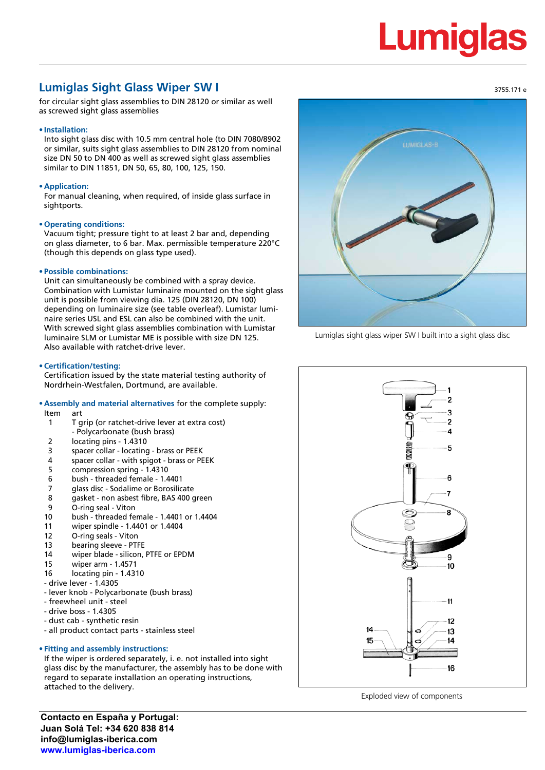Lumiglas

# Lumiglas Sight Glass Wiper SW I

3755.171 e

for circular sight glass assemblies to DIN 28120 or similar as well as screwed sight glass assemblies

- **Installation:**
  Into sight glass disc with 10.5 mm central hole (to DIN 7080/8902 or similar, suits sight glass assemblies to DIN 28120 from nominal size DN 50 to DN 400 as well as screwed sight glass assemblies similar to DIN 11851, DN 50, 65, 80, 100, 125, 150.

- **Application:**
  For manual cleaning, when required, of inside glass surface in sightports.

- **Operating conditions:**
  Vacuum tight; pressure tight to at least 2 bar and, depending on glass diameter, to 6 bar. Max. permissible temperature 220°C (though this depends on glass type used).

- **Possible combinations:**
  Unit can simultaneously be combined with a spray device. Combination with Lumistar luminaire mounted on the sight glass unit is possible from viewing dia. 125 (DIN 28120, DN 100) depending on luminaire size (see table overleaf). Lumistar luminaire series USL and ESL can also be combined with the unit. With screwed sight glass assemblies combination with Lumistar luminaire SLM or Lumistar ME is possible with size DN 125. Also available with ratchet-drive lever.

- **Certification/testing:**
  Certification issued by the state material testing authority of Nordrhein-Westfalen, Dortmund, are available.

- **Assembly and material alternatives** for the complete supply:

| Item | art |
|---|---|
| 1 | T grip (or ratchet-drive lever at extra cost) - Polycarbonate (bush brass) |
| 2 | locating pins - 1.4310 |
| 3 | spacer collar - locating - brass or PEEK |
| 4 | spacer collar - with spigot - brass or PEEK |
| 5 | compression spring - 1.4310 |
| 6 | bush - threaded female - 1.4401 |
| 7 | glass disc - Sodalime or Borosilicate |
| 8 | gasket - non asbest fibre, BAS 400 green |
| 9 | O-ring seal - Viton |
| 10 | bush - threaded female - 1.4401 or 1.4404 |
| 11 | wiper spindle - 1.4401 or 1.4404 |
| 12 | O-ring seals - Viton |
| 13 | bearing sleeve - PTFE |
| 14 | wiper blade - silicon, PTFE or EPDM |
| 15 | wiper arm - 1.4571 |
| 16 | locating pin - 1.4310 |

- drive lever - 1.4305
- lever knob - Polycarbonate (bush brass)
- freewheel unit - steel
- drive boss - 1.4305
- dust cab - synthetic resin
- all product contact parts - stainless steel

- **Fitting and assembly instructions:**
  If the wiper is ordered separately, i. e. not installed into sight glass disc by the manufacturer, the assembly has to be done with regard to separate installation an operating instructions, attached to the delivery.

Lumiglas sight glass wiper SW I built into a sight glass disc

Exploded view of components

**Contacto en España y Portugal:**
**Juan Solá Tel: +34 620 838 814**
**info@lumiglas-iberica.com**
**www.lumiglas-iberica.com**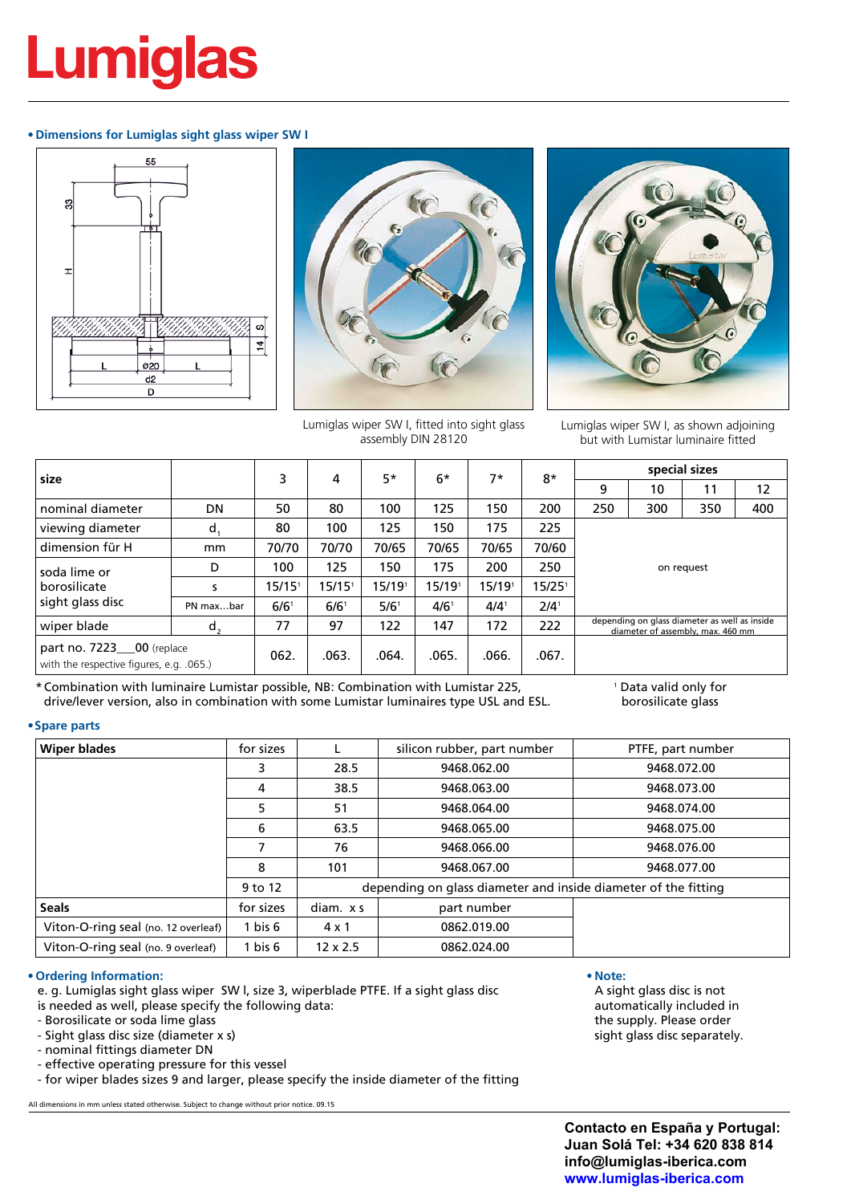# Lumiglas

**• Dimensions for Lumiglas sight glass wiper SW I**

55
33
H
S
14
L
Ø20
L
d2
D

Lumiglas wiper SW I, fitted into sight glass assembly DIN 28120

Lumiglas wiper SW I, as shown adjoining but with Lumistar luminaire fitted

| size | | 3 | 4 | 5* | 6* | 7* | 8* | special sizes | | | |
|---|---|---|---|---|---|---|---|---|---|---|---|
| | | | | | | | | 9 | 10 | 11 | 12 |
| nominal diameter | DN | 50 | 80 | 100 | 125 | 150 | 200 | 250 | 300 | 350 | 400 |
| viewing diameter | $d_1$ | 80 | 100 | 125 | 150 | 175 | 225 | on request | | | |
| dimension für H | mm | 70/70 | 70/70 | 70/65 | 70/65 | 70/65 | 70/60 | | | | |
| soda lime or borosilicate sight glass disc | D | 100 | 125 | 150 | 175 | 200 | 250 | | | | |
| | s | 15/15[1] | 15/15[1] | 15/19[1] | 15/19[1] | 15/19[1] | 15/25[1] | | | | |
| | PN max…bar | 6/6[1] | 6/6[1] | 5/6[1] | 4/6[1] | 4/4[1] | 2/4[1] | | | | |
| wiper blade | $d_2$ | 77 | 97 | 122 | 147 | 172 | 222 | depending on glass diameter as well as inside diameter of assembly, max. 460 mm | | | |
| part no. 7223___00 (replace with the respective figures, e.g. .065.) | | 062. | .063. | .064. | .065. | .066. | .067. | | | | |

\* Combination with luminaire Lumistar possible, NB: Combination with Lumistar 225, drive/lever version, also in combination with some Lumistar luminaires type USL and ESL.

[1] Data valid only for borosilicate glass

**• Spare parts**

| Wiper blades | for sizes | L | silicon rubber, part number | PTFE, part number |
|---|---|---|---|---|
| | 3 | 28.5 | 9468.062.00 | 9468.072.00 |
| | 4 | 38.5 | 9468.063.00 | 9468.073.00 |
| | 5 | 51 | 9468.064.00 | 9468.074.00 |
| | 6 | 63.5 | 9468.065.00 | 9468.075.00 |
| | 7 | 76 | 9468.066.00 | 9468.076.00 |
| | 8 | 101 | 9468.067.00 | 9468.077.00 |
| | 9 to 12 | depending on glass diameter and inside diameter of the fitting | | |
| **Seals** | for sizes | diam. x s | part number | |
| Viton-O-ring seal (no. 12 overleaf) | 1 bis 6 | 4 x 1 | 0862.019.00 | |
| Viton-O-ring seal (no. 9 overleaf) | 1 bis 6 | 12 x 2.5 | 0862.024.00 | |

**• Ordering Information:**

e. g. Lumiglas sight glass wiper SW I, size 3, wiperblade PTFE. If a sight glass disc is needed as well, please specify the following data:
- Borosilicate or soda lime glass
- Sight glass disc size (diameter x s)
- nominal fittings diameter DN
- effective operating pressure for this vessel
- for wiper blades sizes 9 and larger, please specify the inside diameter of the fitting

**• Note:**

A sight glass disc is not automatically included in the supply. Please order sight glass disc separately.

All dimensions in mm unless stated otherwise. Subject to change without prior notice. 09.15

**Contacto en España y Portugal:**
**Juan Solá Tel: +34 620 838 814**
**info@lumiglas-iberica.com**
**www.lumiglas-iberica.com**